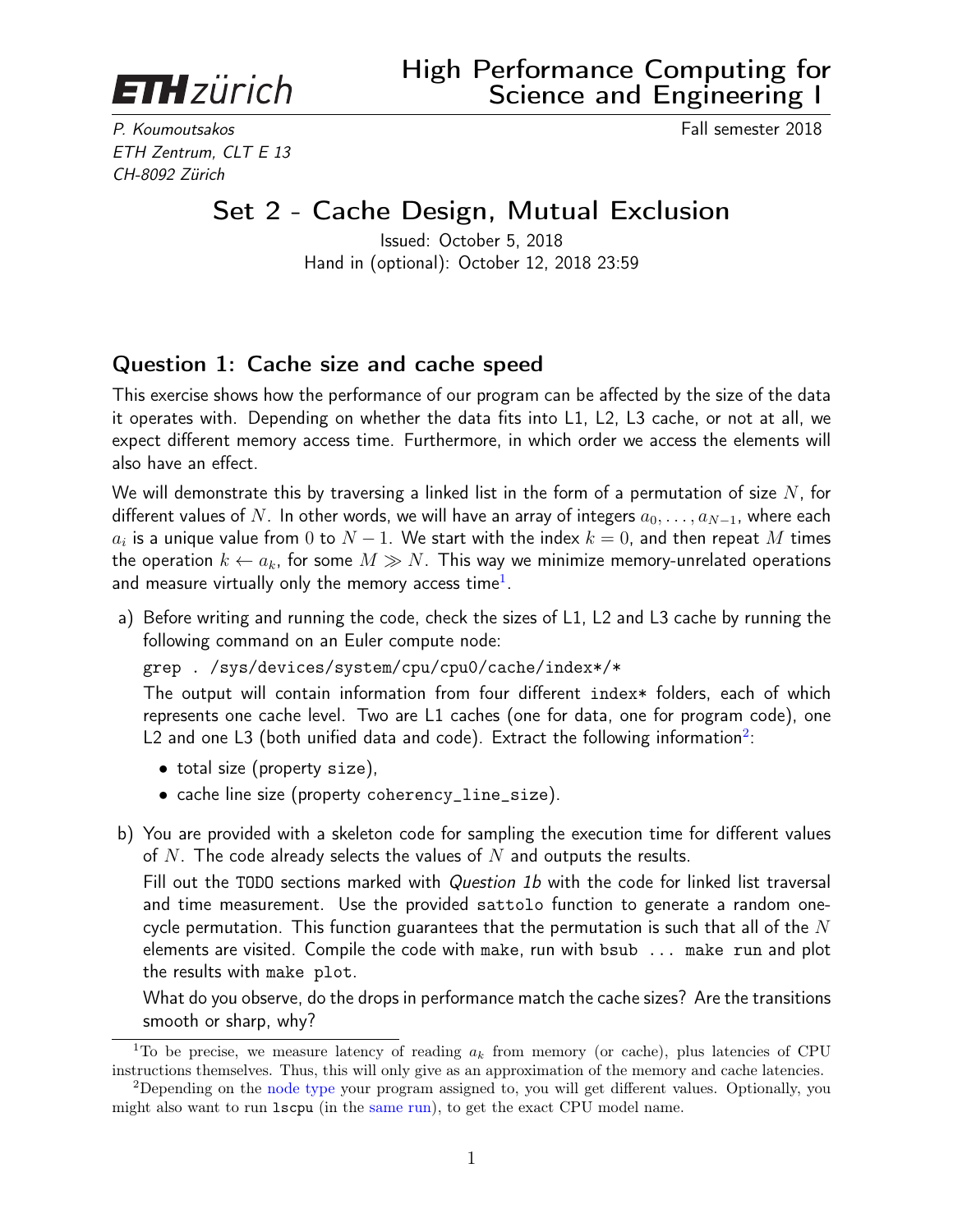**ETH zürich**

# High Performance Computing for Science and Engineering I

*P. Koumoutsakos*
*ETH Zentrum, CLT E 13*
*CH-8092 Zürich*

Fall semester 2018

## Set 2 - Cache Design, Mutual Exclusion

Issued: October 5, 2018
Hand in (optional): October 12, 2018 23:59

### Question 1: Cache size and cache speed

This exercise shows how the performance of our program can be affected by the size of the data it operates with. Depending on whether the data fits into L1, L2, L3 cache, or not at all, we expect different memory access time. Furthermore, in which order we access the elements will also have an effect.

We will demonstrate this by traversing a linked list in the form of a permutation of size $N$, for different values of $N$. In other words, we will have an array of integers $a_0, \dots, a_{N-1}$, where each $a_i$ is a unique value from $0$ to $N-1$. We start with the index $k = 0$, and then repeat $M$ times the operation $k \leftarrow a_k$, for some $M \gg N$. This way we minimize memory-unrelated operations and measure virtually only the memory access time[1].

a) Before writing and running the code, check the sizes of L1, L2 and L3 cache by running the following command on an Euler compute node:

   `grep . /sys/devices/system/cpu/cpu0/cache/index*/*`

   The output will contain information from four different `index*` folders, each of which represents one cache level. Two are L1 caches (one for data, one for program code), one L2 and one L3 (both unified data and code). Extract the following information[2]:

   - total size (property `size`),
   - cache line size (property `coherency_line_size`).

b) You are provided with a skeleton code for sampling the execution time for different values of $N$. The code already selects the values of $N$ and outputs the results.

   Fill out the `TODO` sections marked with *Question 1b* with the code for linked list traversal and time measurement. Use the provided `sattolo` function to generate a random one-cycle permutation. This function guarantees that the permutation is such that all of the $N$ elements are visited. Compile the code with `make`, run with `bsub ... make run` and plot the results with `make plot`.

   What do you observe, do the drops in performance match the cache sizes? Are the transitions smooth or sharp, why?

---

[1] To be precise, we measure latency of reading $a_k$ from memory (or cache), plus latencies of CPU instructions themselves. Thus, this will only give as an approximation of the memory and cache latencies.

[2] Depending on the node type your program assigned to, you will get different values. Optionally, you might also want to run `lscpu` (in the same run), to get the exact CPU model name.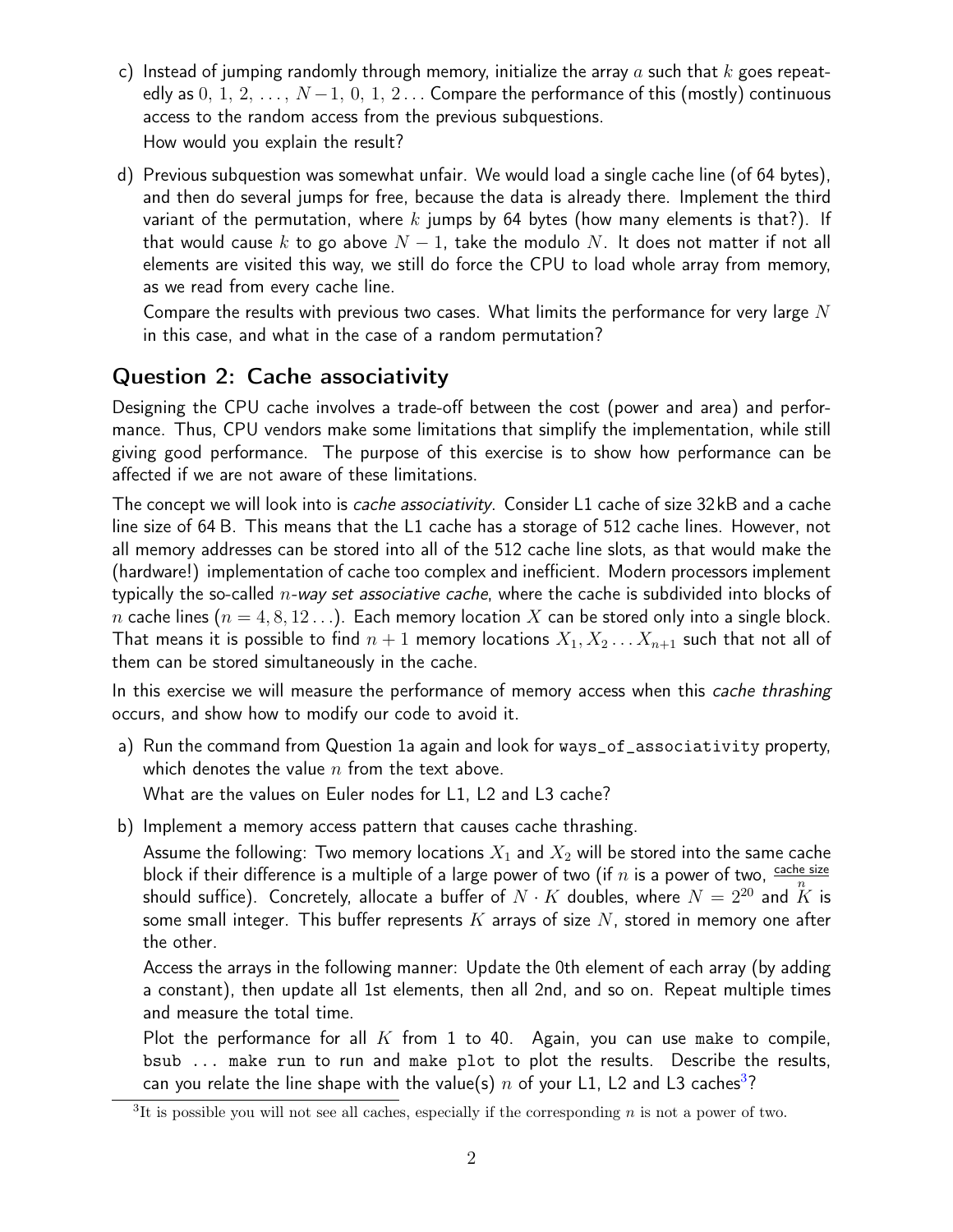c) Instead of jumping randomly through memory, initialize the array $a$ such that $k$ goes repeatedly as $0,\ 1,\ 2,\ \ldots,\ N-1,\ 0,\ 1,\ 2\ldots$ Compare the performance of this (mostly) continuous access to the random access from the previous subquestions.

   How would you explain the result?

d) Previous subquestion was somewhat unfair. We would load a single cache line (of 64 bytes), and then do several jumps for free, because the data is already there. Implement the third variant of the permutation, where $k$ jumps by 64 bytes (how many elements is that?). If that would cause $k$ to go above $N-1$, take the modulo $N$. It does not matter if not all elements are visited this way, we still do force the CPU to load whole array from memory, as we read from every cache line.

   Compare the results with previous two cases. What limits the performance for very large $N$ in this case, and what in the case of a random permutation?

## Question 2: Cache associativity

Designing the CPU cache involves a trade-off between the cost (power and area) and performance. Thus, CPU vendors make some limitations that simplify the implementation, while still giving good performance. The purpose of this exercise is to show how performance can be affected if we are not aware of these limitations.

The concept we will look into is *cache associativity*. Consider L1 cache of size 32 kB and a cache line size of 64 B. This means that the L1 cache has a storage of 512 cache lines. However, not all memory addresses can be stored into all of the 512 cache line slots, as that would make the (hardware!) implementation of cache too complex and inefficient. Modern processors implement typically the so-called *$n$-way set associative cache*, where the cache is subdivided into blocks of $n$ cache lines ($n = 4, 8, 12\ldots$). Each memory location $X$ can be stored only into a single block. That means it is possible to find $n+1$ memory locations $X_1, X_2 \ldots X_{n+1}$ such that not all of them can be stored simultaneously in the cache.

In this exercise we will measure the performance of memory access when this *cache thrashing* occurs, and show how to modify our code to avoid it.

a) Run the command from Question 1a again and look for `ways_of_associativity` property, which denotes the value $n$ from the text above.

   What are the values on Euler nodes for L1, L2 and L3 cache?

b) Implement a memory access pattern that causes cache thrashing.

   Assume the following: Two memory locations $X_1$ and $X_2$ will be stored into the same cache block if their difference is a multiple of a large power of two (if $n$ is a power of two, $\frac{\text{cache size}}{n}$ should suffice). Concretely, allocate a buffer of $N \cdot K$ doubles, where $N = 2^{20}$ and $K$ is some small integer. This buffer represents $K$ arrays of size $N$, stored in memory one after the other.

   Access the arrays in the following manner: Update the 0th element of each array (by adding a constant), then update all 1st elements, then all 2nd, and so on. Repeat multiple times and measure the total time.

   Plot the performance for all $K$ from 1 to 40. Again, you can use `make` to compile, `bsub ... make run` to run and `make plot` to plot the results. Describe the results, can you relate the line shape with the value(s) $n$ of your L1, L2 and L3 caches[3]?

[3] It is possible you will not see all caches, especially if the corresponding $n$ is not a power of two.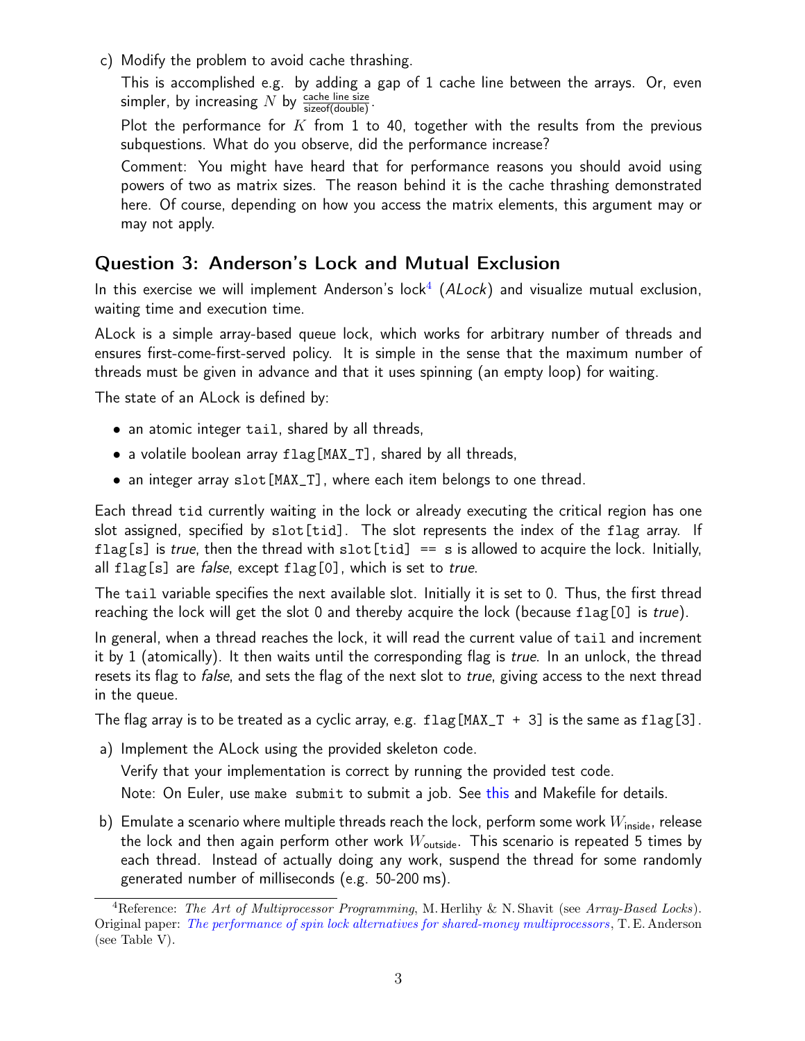c) Modify the problem to avoid cache thrashing.

   This is accomplished e.g. by adding a gap of 1 cache line between the arrays. Or, even simpler, by increasing $N$ by $\frac{\text{cache line size}}{\text{sizeof(double)}}$.

   Plot the performance for $K$ from 1 to 40, together with the results from the previous subquestions. What do you observe, did the performance increase?

   Comment: You might have heard that for performance reasons you should avoid using powers of two as matrix sizes. The reason behind it is the cache thrashing demonstrated here. Of course, depending on how you access the matrix elements, this argument may or may not apply.

## Question 3: Anderson's Lock and Mutual Exclusion

In this exercise we will implement Anderson's lock[4] (*ALock*) and visualize mutual exclusion, waiting time and execution time.

ALock is a simple array-based queue lock, which works for arbitrary number of threads and ensures first-come-first-served policy. It is simple in the sense that the maximum number of threads must be given in advance and that it uses spinning (an empty loop) for waiting.

The state of an ALock is defined by:

- an atomic integer `tail`, shared by all threads,
- a volatile boolean array `flag[MAX_T]`, shared by all threads,
- an integer array `slot[MAX_T]`, where each item belongs to one thread.

Each thread `tid` currently waiting in the lock or already executing the critical region has one slot assigned, specified by `slot[tid]`. The slot represents the index of the `flag` array. If `flag[s]` is *true*, then the thread with `slot[tid] == s` is allowed to acquire the lock. Initially, all `flag[s]` are *false*, except `flag[0]`, which is set to *true*.

The `tail` variable specifies the next available slot. Initially it is set to 0. Thus, the first thread reaching the lock will get the slot 0 and thereby acquire the lock (because `flag[0]` is *true*).

In general, when a thread reaches the lock, it will read the current value of `tail` and increment it by 1 (atomically). It then waits until the corresponding flag is *true*. In an unlock, the thread resets its flag to *false*, and sets the flag of the next slot to *true*, giving access to the next thread in the queue.

The flag array is to be treated as a cyclic array, e.g. `flag[MAX_T + 3]` is the same as `flag[3]`.

a) Implement the ALock using the provided skeleton code.

   Verify that your implementation is correct by running the provided test code.

   Note: On Euler, use `make submit` to submit a job. See this and Makefile for details.

b) Emulate a scenario where multiple threads reach the lock, perform some work $W_{\text{inside}}$, release the lock and then again perform other work $W_{\text{outside}}$. This scenario is repeated 5 times by each thread. Instead of actually doing any work, suspend the thread for some randomly generated number of milliseconds (e.g. 50-200 ms).

---

[4] Reference: *The Art of Multiprocessor Programming*, M. Herlihy & N. Shavit (see *Array-Based Locks*). Original paper: *The performance of spin lock alternatives for shared-money multiprocessors*, T. E. Anderson (see Table V).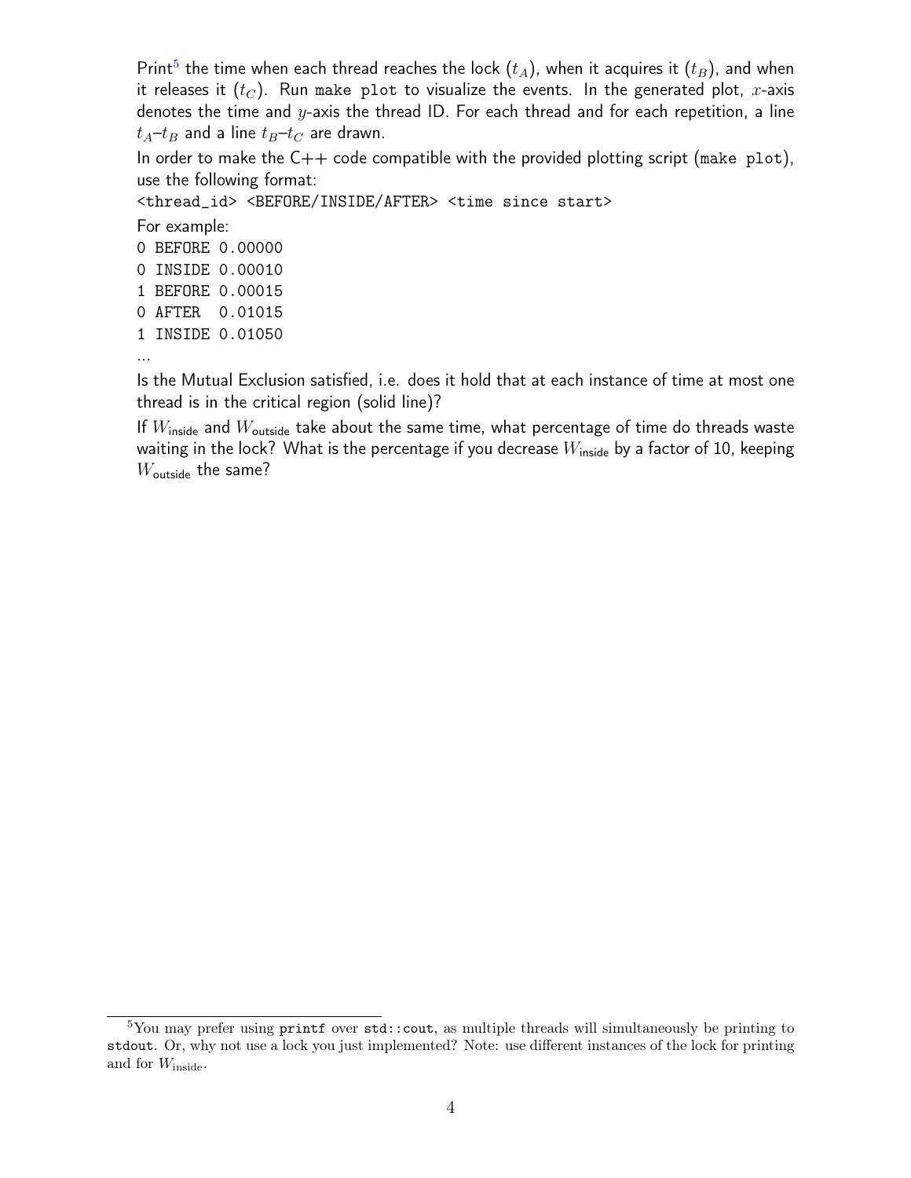Print[5] the time when each thread reaches the lock ($t_A$), when it acquires it ($t_B$), and when it releases it ($t_C$). Run `make plot` to visualize the events. In the generated plot, $x$-axis denotes the time and $y$-axis the thread ID. For each thread and for each repetition, a line $t_A$–$t_B$ and a line $t_B$–$t_C$ are drawn.

In order to make the C++ code compatible with the provided plotting script (`make plot`), use the following format:

```
<thread_id> <BEFORE/INSIDE/AFTER> <time since start>
```

For example:

```
0 BEFORE 0.00000
0 INSIDE 0.00010
1 BEFORE 0.00015
0 AFTER  0.01015
1 INSIDE 0.01050
...
```

Is the Mutual Exclusion satisfied, i.e. does it hold that at each instance of time at most one thread is in the critical region (solid line)?

If $W_{\text{inside}}$ and $W_{\text{outside}}$ take about the same time, what percentage of time do threads waste waiting in the lock? What is the percentage if you decrease $W_{\text{inside}}$ by a factor of 10, keeping $W_{\text{outside}}$ the same?

---

[5] You may prefer using `printf` over `std::cout`, as multiple threads will simultaneously be printing to `stdout`. Or, why not use a lock you just implemented? Note: use different instances of the lock for printing and for $W_{\text{inside}}$.